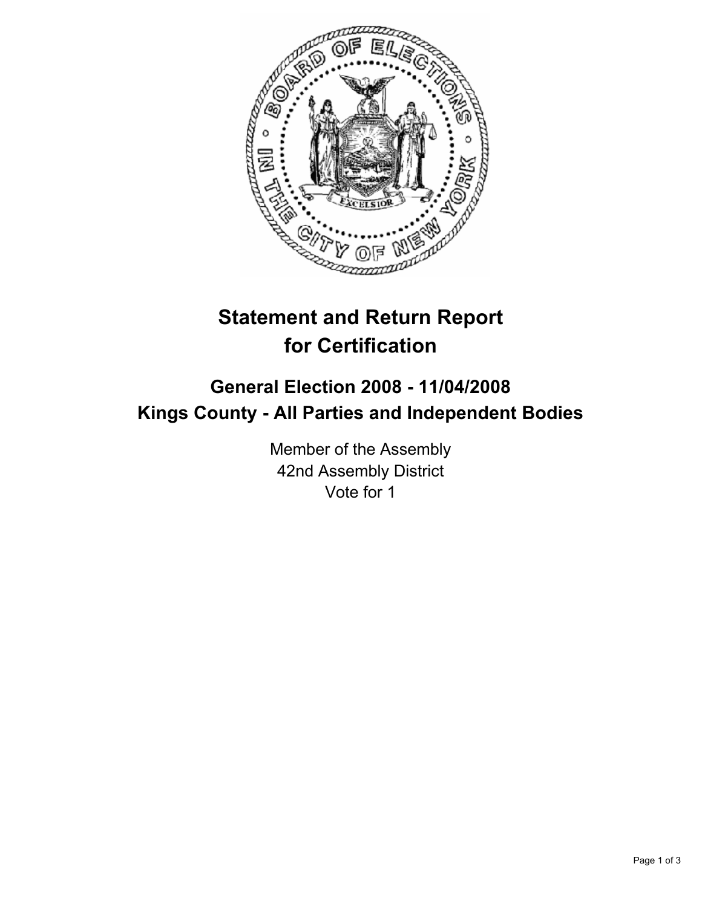# Statement and Return Report for Certification

## General Election 2008 - 11/04/2008
## Kings County - All Parties and Independent Bodies

Member of the Assembly
42nd Assembly District
Vote for 1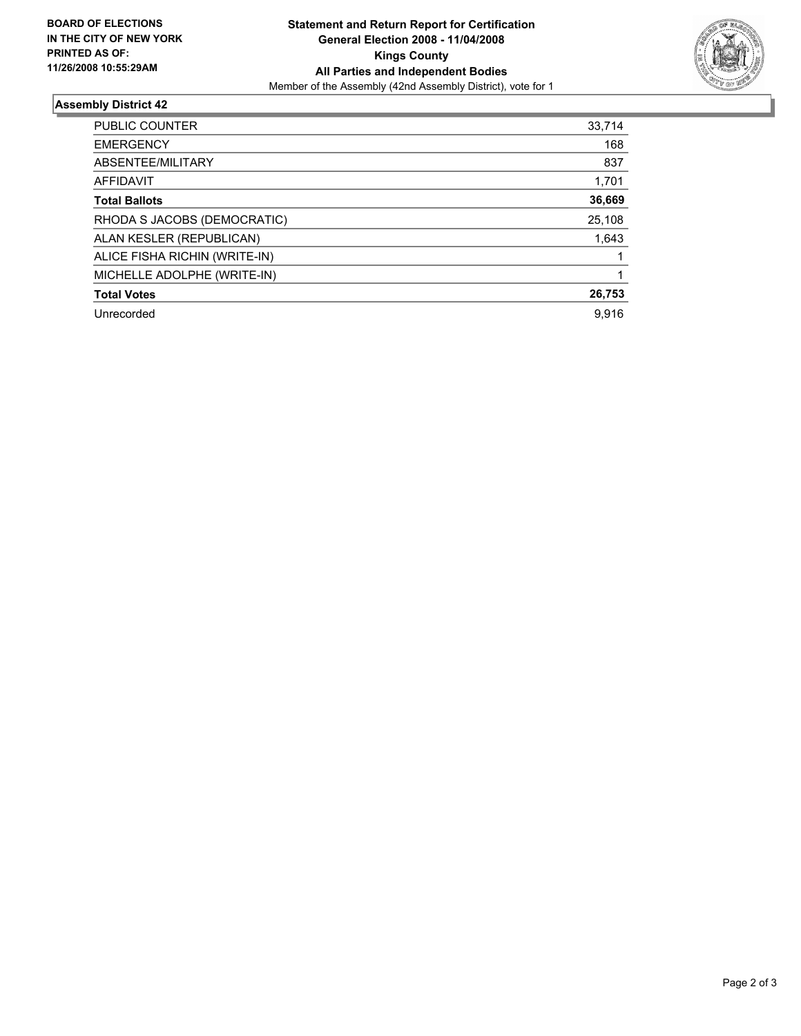**BOARD OF ELECTIONS IN THE CITY OF NEW YORK PRINTED AS OF: 11/26/2008 10:55:29AM**

# Statement and Return Report for Certification
## General Election 2008 - 11/04/2008
## Kings County
## All Parties and Independent Bodies

Member of the Assembly (42nd Assembly District), vote for 1

### Assembly District 42

| | |
|---|---|
| PUBLIC COUNTER | 33,714 |
| EMERGENCY | 168 |
| ABSENTEE/MILITARY | 837 |
| AFFIDAVIT | 1,701 |
| **Total Ballots** | **36,669** |
| RHODA S JACOBS (DEMOCRATIC) | 25,108 |
| ALAN KESLER (REPUBLICAN) | 1,643 |
| ALICE FISHA RICHIN (WRITE-IN) | 1 |
| MICHELLE ADOLPHE (WRITE-IN) | 1 |
| **Total Votes** | **26,753** |
| Unrecorded | 9,916 |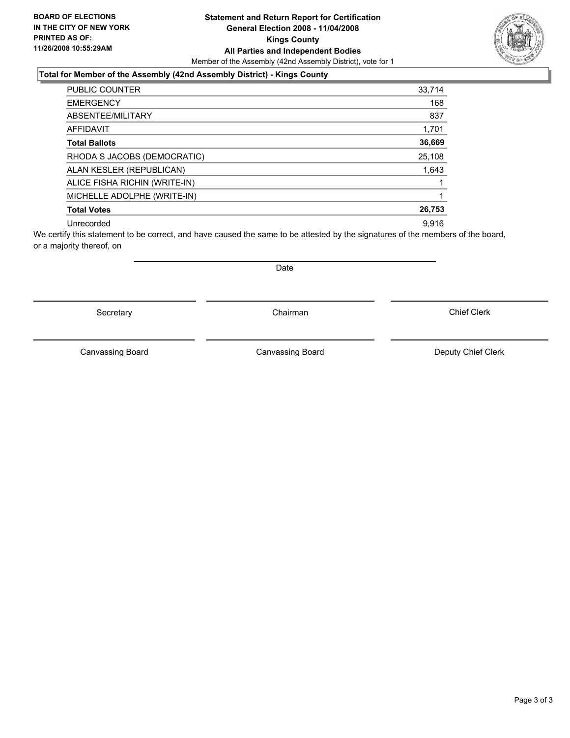**BOARD OF ELECTIONS IN THE CITY OF NEW YORK PRINTED AS OF: 11/26/2008 10:55:29AM**

**Statement and Return Report for Certification**
**General Election 2008 - 11/04/2008**
**Kings County**
**All Parties and Independent Bodies**
Member of the Assembly (42nd Assembly District), vote for 1

### Total for Member of the Assembly (42nd Assembly District) - Kings County

| | |
|---|---|
| PUBLIC COUNTER | 33,714 |
| EMERGENCY | 168 |
| ABSENTEE/MILITARY | 837 |
| AFFIDAVIT | 1,701 |
| **Total Ballots** | **36,669** |
| RHODA S JACOBS (DEMOCRATIC) | 25,108 |
| ALAN KESLER (REPUBLICAN) | 1,643 |
| ALICE FISHA RICHIN (WRITE-IN) | 1 |
| MICHELLE ADOLPHE (WRITE-IN) | 1 |
| **Total Votes** | **26,753** |
| Unrecorded | 9,916 |

We certify this statement to be correct, and have caused the same to be attested by the signatures of the members of the board, or a majority thereof, on

Date

Secretary | Chairman | Chief Clerk

Canvassing Board | Canvassing Board | Deputy Chief Clerk